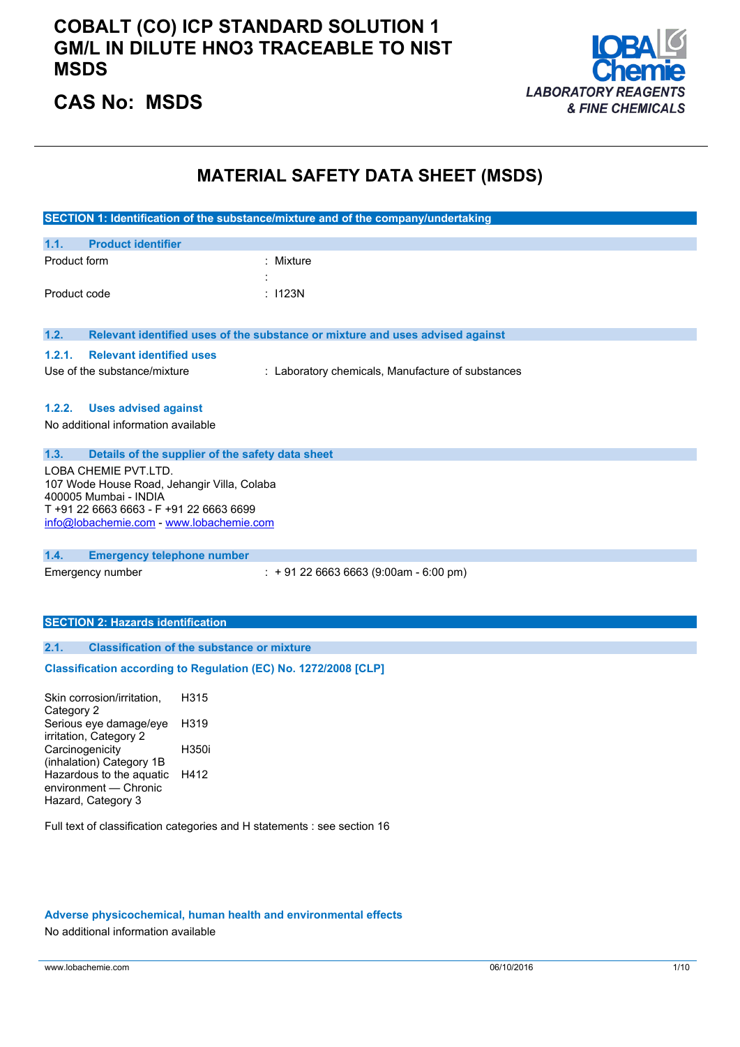# COBALT (CO) ICP STANDARD SOLUTION 1 GM/L IN DILUTE HNO3 TRACEABLE TO NIST MSDS

## CAS No: MSDS

LOBA Chemie
*LABORATORY REAGENTS & FINE CHEMICALS*

# MATERIAL SAFETY DATA SHEET (MSDS)

## SECTION 1: Identification of the substance/mixture and of the company/undertaking

### 1.1. Product identifier

| | |
|---|---|
| Product form | : Mixture |
| | : |
| Product code | : I123N |

### 1.2. Relevant identified uses of the substance or mixture and uses advised against

#### 1.2.1. Relevant identified uses

| | |
|---|---|
| Use of the substance/mixture | : Laboratory chemicals, Manufacture of substances |

#### 1.2.2. Uses advised against

No additional information available

### 1.3. Details of the supplier of the safety data sheet

LOBA CHEMIE PVT.LTD.
107 Wode House Road, Jehangir Villa, Colaba
400005 Mumbai - INDIA
T +91 22 6663 6663 - F +91 22 6663 6699
info@lobachemie.com - www.lobachemie.com

### 1.4. Emergency telephone number

| | |
|---|---|
| Emergency number | : + 91 22 6663 6663 (9:00am - 6:00 pm) |

## SECTION 2: Hazards identification

### 2.1. Classification of the substance or mixture

**Classification according to Regulation (EC) No. 1272/2008 [CLP]**

| | |
|---|---|
| Skin corrosion/irritation, Category 2 | H315 |
| Serious eye damage/eye irritation, Category 2 | H319 |
| Carcinogenicity (inhalation) Category 1B | H350i |
| Hazardous to the aquatic environment — Chronic Hazard, Category 3 | H412 |

Full text of classification categories and H statements : see section 16

**Adverse physicochemical, human health and environmental effects**

No additional information available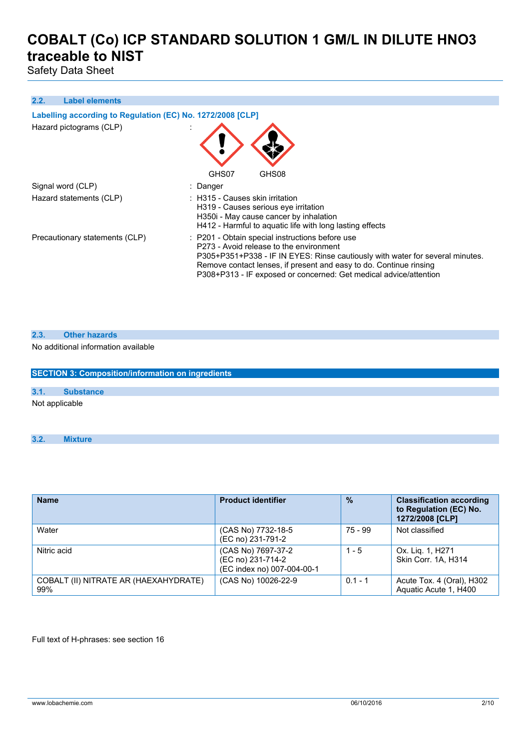### 2.2. Label elements

**Labelling according to Regulation (EC) No. 1272/2008 [CLP]**

Hazard pictograms (CLP) :

GHS07 GHS08

Signal word (CLP) : Danger

Hazard statements (CLP) :
H315 - Causes skin irritation
H319 - Causes serious eye irritation
H350i - May cause cancer by inhalation
H412 - Harmful to aquatic life with long lasting effects

Precautionary statements (CLP) :
P201 - Obtain special instructions before use
P273 - Avoid release to the environment
P305+P351+P338 - IF IN EYES: Rinse cautiously with water for several minutes. Remove contact lenses, if present and easy to do. Continue rinsing
P308+P313 - IF exposed or concerned: Get medical advice/attention

### 2.3. Other hazards

No additional information available

## SECTION 3: Composition/information on ingredients

### 3.1. Substance

Not applicable

### 3.2. Mixture

| Name | Product identifier | % | Classification according to Regulation (EC) No. 1272/2008 [CLP] |
|---|---|---|---|
| Water | (CAS No) 7732-18-5<br>(EC no) 231-791-2 | 75 - 99 | Not classified |
| Nitric acid | (CAS No) 7697-37-2<br>(EC no) 231-714-2<br>(EC index no) 007-004-00-1 | 1 - 5 | Ox. Liq. 1, H271<br>Skin Corr. 1A, H314 |
| COBALT (II) NITRATE AR (HAEXAHYDRATE) 99% | (CAS No) 10026-22-9 | 0.1 - 1 | Acute Tox. 4 (Oral), H302<br>Aquatic Acute 1, H400 |

Full text of H-phrases: see section 16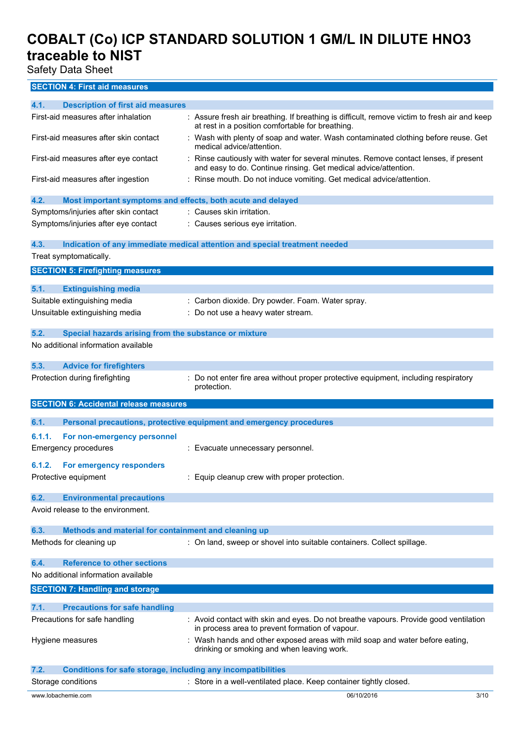## SECTION 4: First aid measures

### 4.1. Description of first aid measures

| | |
|---|---|
| First-aid measures after inhalation | : Assure fresh air breathing. If breathing is difficult, remove victim to fresh air and keep at rest in a position comfortable for breathing. |
| First-aid measures after skin contact | : Wash with plenty of soap and water. Wash contaminated clothing before reuse. Get medical advice/attention. |
| First-aid measures after eye contact | : Rinse cautiously with water for several minutes. Remove contact lenses, if present and easy to do. Continue rinsing. Get medical advice/attention. |
| First-aid measures after ingestion | : Rinse mouth. Do not induce vomiting. Get medical advice/attention. |

### 4.2. Most important symptoms and effects, both acute and delayed

| | |
|---|---|
| Symptoms/injuries after skin contact | : Causes skin irritation. |
| Symptoms/injuries after eye contact | : Causes serious eye irritation. |

### 4.3. Indication of any immediate medical attention and special treatment needed

Treat symptomatically.

## SECTION 5: Firefighting measures

### 5.1. Extinguishing media

| | |
|---|---|
| Suitable extinguishing media | : Carbon dioxide. Dry powder. Foam. Water spray. |
| Unsuitable extinguishing media | : Do not use a heavy water stream. |

### 5.2. Special hazards arising from the substance or mixture

No additional information available

### 5.3. Advice for firefighters

| | |
|---|---|
| Protection during firefighting | : Do not enter fire area without proper protective equipment, including respiratory protection. |

## SECTION 6: Accidental release measures

### 6.1. Personal precautions, protective equipment and emergency procedures

#### 6.1.1. For non-emergency personnel

| | |
|---|---|
| Emergency procedures | : Evacuate unnecessary personnel. |

#### 6.1.2. For emergency responders

| | |
|---|---|
| Protective equipment | : Equip cleanup crew with proper protection. |

### 6.2. Environmental precautions

Avoid release to the environment.

### 6.3. Methods and material for containment and cleaning up

| | |
|---|---|
| Methods for cleaning up | : On land, sweep or shovel into suitable containers. Collect spillage. |

### 6.4. Reference to other sections

No additional information available

## SECTION 7: Handling and storage

### 7.1. Precautions for safe handling

| | |
|---|---|
| Precautions for safe handling | : Avoid contact with skin and eyes. Do not breathe vapours. Provide good ventilation in process area to prevent formation of vapour. |
| Hygiene measures | : Wash hands and other exposed areas with mild soap and water before eating, drinking or smoking and when leaving work. |

### 7.2. Conditions for safe storage, including any incompatibilities

| | |
|---|---|
| Storage conditions | : Store in a well-ventilated place. Keep container tightly closed. |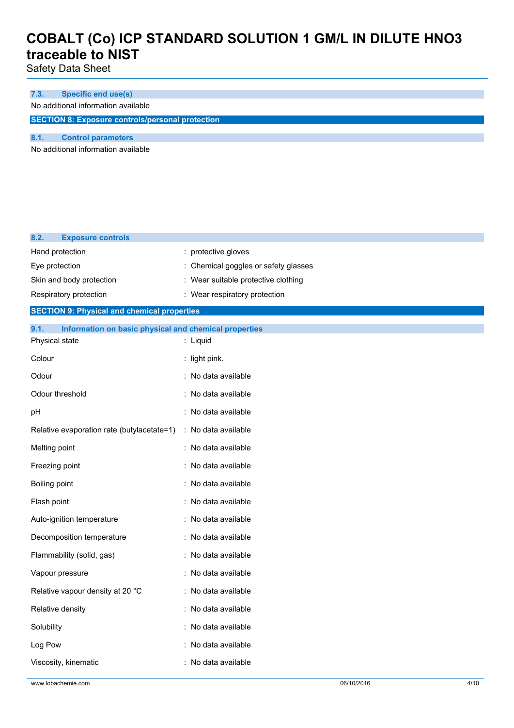### 7.3. Specific end use(s)

No additional information available

## SECTION 8: Exposure controls/personal protection

### 8.1. Control parameters

No additional information available

### 8.2. Exposure controls

| | |
|---|---|
| Hand protection | : protective gloves |
| Eye protection | : Chemical goggles or safety glasses |
| Skin and body protection | : Wear suitable protective clothing |
| Respiratory protection | : Wear respiratory protection |

## SECTION 9: Physical and chemical properties

### 9.1. Information on basic physical and chemical properties

| | |
|---|---|
| Physical state | : Liquid |
| Colour | : light pink. |
| Odour | : No data available |
| Odour threshold | : No data available |
| pH | : No data available |
| Relative evaporation rate (butylacetate=1) | : No data available |
| Melting point | : No data available |
| Freezing point | : No data available |
| Boiling point | : No data available |
| Flash point | : No data available |
| Auto-ignition temperature | : No data available |
| Decomposition temperature | : No data available |
| Flammability (solid, gas) | : No data available |
| Vapour pressure | : No data available |
| Relative vapour density at 20 °C | : No data available |
| Relative density | : No data available |
| Solubility | : No data available |
| Log Pow | : No data available |
| Viscosity, kinematic | : No data available |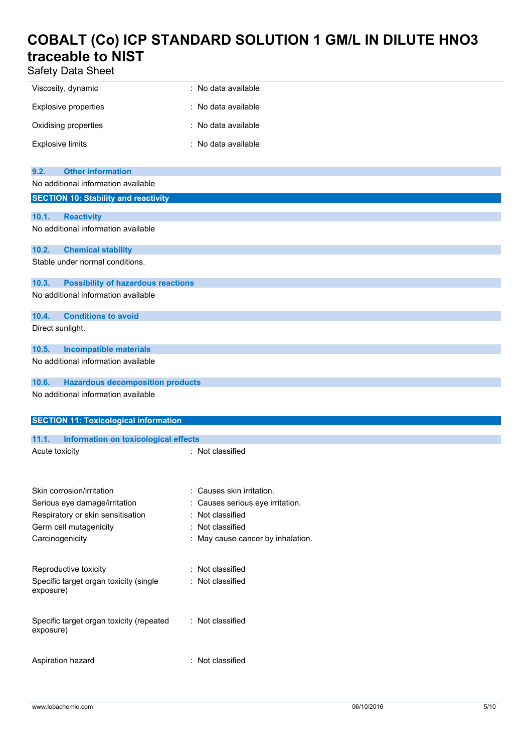| | |
|---|---|
| Viscosity, dynamic | : No data available |
| Explosive properties | : No data available |
| Oxidising properties | : No data available |
| Explosive limits | : No data available |

### 9.2. Other information

No additional information available

## SECTION 10: Stability and reactivity

### 10.1. Reactivity

No additional information available

### 10.2. Chemical stability

Stable under normal conditions.

### 10.3. Possibility of hazardous reactions

No additional information available

### 10.4. Conditions to avoid

Direct sunlight.

### 10.5. Incompatible materials

No additional information available

### 10.6. Hazardous decomposition products

No additional information available

## SECTION 11: Toxicological information

### 11.1. Information on toxicological effects

| | |
|---|---|
| Acute toxicity | : Not classified |
| Skin corrosion/irritation | : Causes skin irritation. |
| Serious eye damage/irritation | : Causes serious eye irritation. |
| Respiratory or skin sensitisation | : Not classified |
| Germ cell mutagenicity | : Not classified |
| Carcinogenicity | : May cause cancer by inhalation. |
| Reproductive toxicity | : Not classified |
| Specific target organ toxicity (single exposure) | : Not classified |
| Specific target organ toxicity (repeated exposure) | : Not classified |
| Aspiration hazard | : Not classified |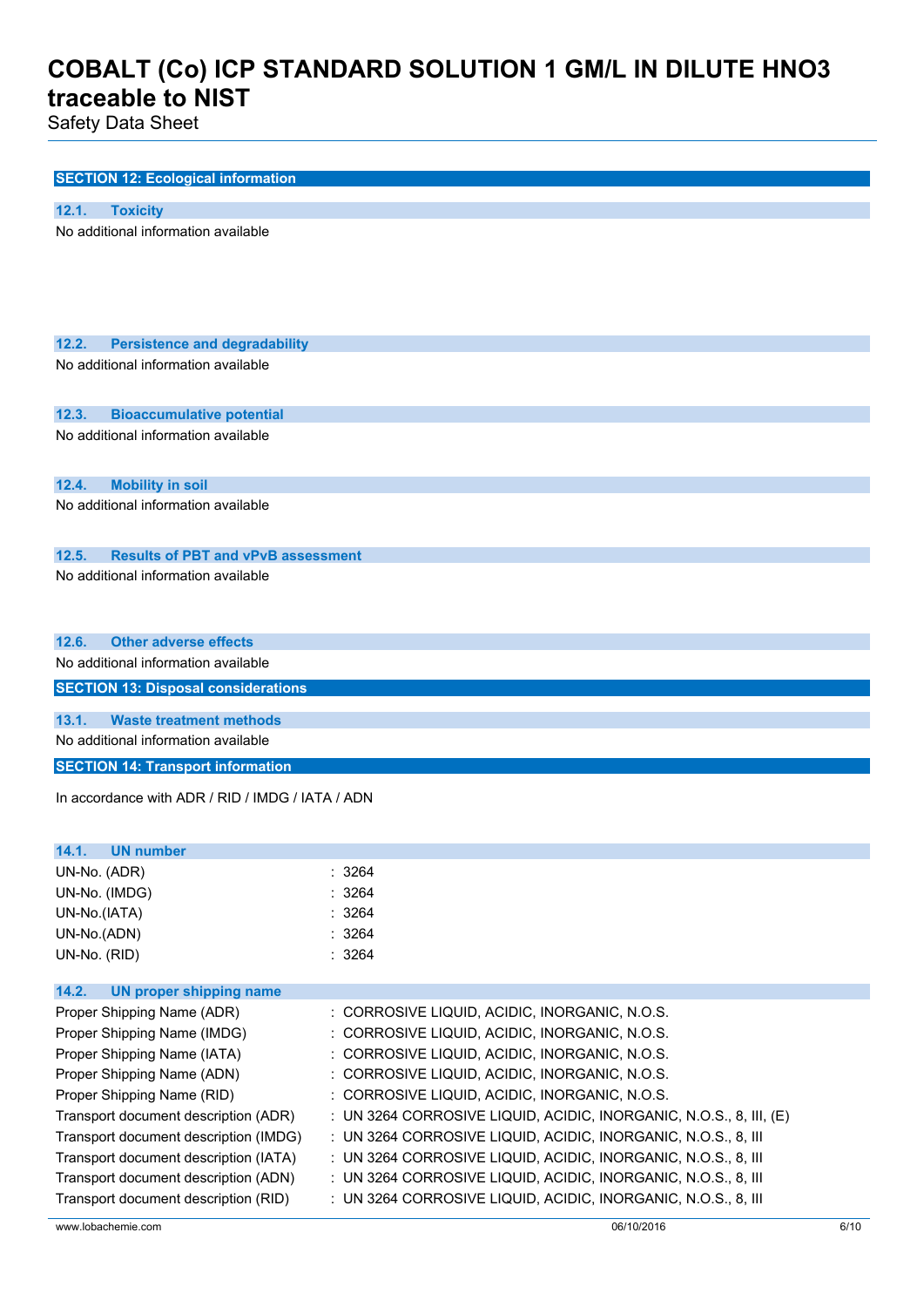## SECTION 12: Ecological information

### 12.1. Toxicity

No additional information available

### 12.2. Persistence and degradability

No additional information available

### 12.3. Bioaccumulative potential

No additional information available

### 12.4. Mobility in soil

No additional information available

### 12.5. Results of PBT and vPvB assessment

No additional information available

### 12.6. Other adverse effects

No additional information available

## SECTION 13: Disposal considerations

### 13.1. Waste treatment methods

No additional information available

## SECTION 14: Transport information

In accordance with ADR / RID / IMDG / IATA / ADN

### 14.1. UN number

| | |
|---|---|
| UN-No. (ADR) | : 3264 |
| UN-No. (IMDG) | : 3264 |
| UN-No.(IATA) | : 3264 |
| UN-No.(ADN) | : 3264 |
| UN-No. (RID) | : 3264 |

### 14.2. UN proper shipping name

| | |
|---|---|
| Proper Shipping Name (ADR) | : CORROSIVE LIQUID, ACIDIC, INORGANIC, N.O.S. |
| Proper Shipping Name (IMDG) | : CORROSIVE LIQUID, ACIDIC, INORGANIC, N.O.S. |
| Proper Shipping Name (IATA) | : CORROSIVE LIQUID, ACIDIC, INORGANIC, N.O.S. |
| Proper Shipping Name (ADN) | : CORROSIVE LIQUID, ACIDIC, INORGANIC, N.O.S. |
| Proper Shipping Name (RID) | : CORROSIVE LIQUID, ACIDIC, INORGANIC, N.O.S. |
| Transport document description (ADR) | : UN 3264 CORROSIVE LIQUID, ACIDIC, INORGANIC, N.O.S., 8, III, (E) |
| Transport document description (IMDG) | : UN 3264 CORROSIVE LIQUID, ACIDIC, INORGANIC, N.O.S., 8, III |
| Transport document description (IATA) | : UN 3264 CORROSIVE LIQUID, ACIDIC, INORGANIC, N.O.S., 8, III |
| Transport document description (ADN) | : UN 3264 CORROSIVE LIQUID, ACIDIC, INORGANIC, N.O.S., 8, III |
| Transport document description (RID) | : UN 3264 CORROSIVE LIQUID, ACIDIC, INORGANIC, N.O.S., 8, III |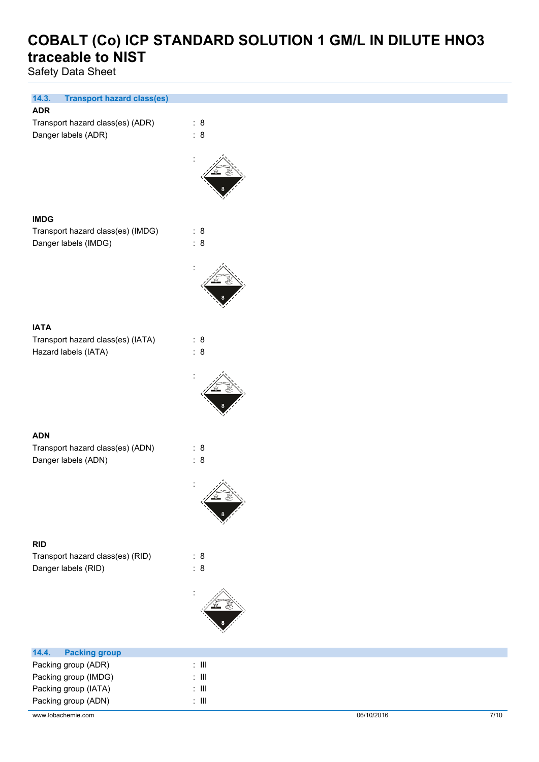### 14.3. Transport hazard class(es)

**ADR**

Transport hazard class(es) (ADR) : 8

Danger labels (ADR) : 8

:

**IMDG**

Transport hazard class(es) (IMDG) : 8

Danger labels (IMDG) : 8

:

**IATA**

Transport hazard class(es) (IATA) : 8

Hazard labels (IATA) : 8

:

**ADN**

Transport hazard class(es) (ADN) : 8

Danger labels (ADN) : 8

:

**RID**

Transport hazard class(es) (RID) : 8

Danger labels (RID) : 8

:

### 14.4. Packing group

Packing group (ADR) : III

Packing group (IMDG) : III

Packing group (IATA) : III

Packing group (ADN) : III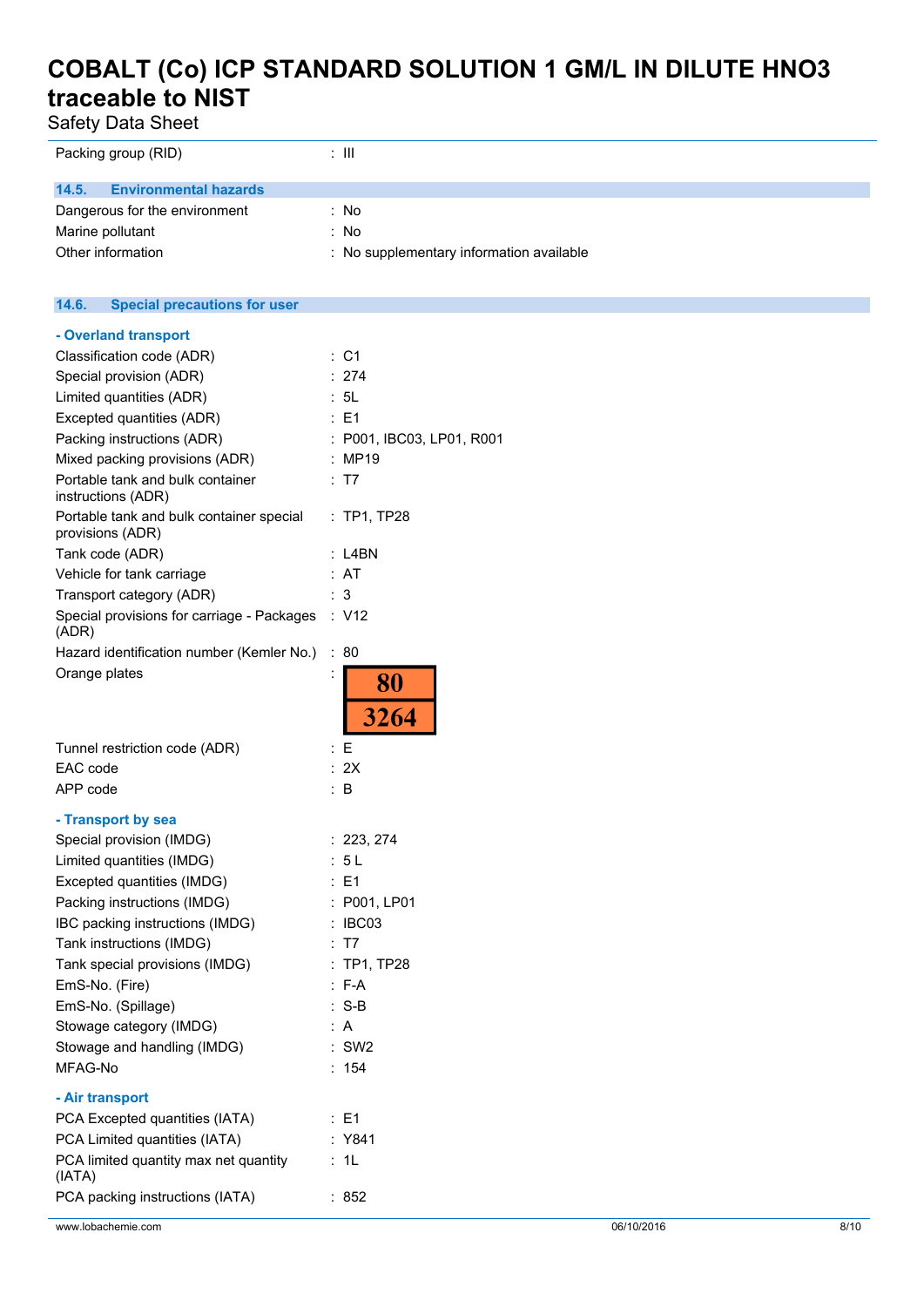| | |
|---|---|
| Packing group (RID) | : III |

### 14.5. Environmental hazards

| | |
|---|---|
| Dangerous for the environment | : No |
| Marine pollutant | : No |
| Other information | : No supplementary information available |

### 14.6. Special precautions for user

**- Overland transport**

| | |
|---|---|
| Classification code (ADR) | : C1 |
| Special provision (ADR) | : 274 |
| Limited quantities (ADR) | : 5L |
| Excepted quantities (ADR) | : E1 |
| Packing instructions (ADR) | : P001, IBC03, LP01, R001 |
| Mixed packing provisions (ADR) | : MP19 |
| Portable tank and bulk container instructions (ADR) | : T7 |
| Portable tank and bulk container special provisions (ADR) | : TP1, TP28 |
| Tank code (ADR) | : L4BN |
| Vehicle for tank carriage | : AT |
| Transport category (ADR) | : 3 |
| Special provisions for carriage - Packages (ADR) | : V12 |
| Hazard identification number (Kemler No.) | : 80 |
| Orange plates | : 80 / 3264 |
| Tunnel restriction code (ADR) | : E |
| EAC code | : 2X |
| APP code | : B |

**- Transport by sea**

| | |
|---|---|
| Special provision (IMDG) | : 223, 274 |
| Limited quantities (IMDG) | : 5 L |
| Excepted quantities (IMDG) | : E1 |
| Packing instructions (IMDG) | : P001, LP01 |
| IBC packing instructions (IMDG) | : IBC03 |
| Tank instructions (IMDG) | : T7 |
| Tank special provisions (IMDG) | : TP1, TP28 |
| EmS-No. (Fire) | : F-A |
| EmS-No. (Spillage) | : S-B |
| Stowage category (IMDG) | : A |
| Stowage and handling (IMDG) | : SW2 |
| MFAG-No | : 154 |

**- Air transport**

| | |
|---|---|
| PCA Excepted quantities (IATA) | : E1 |
| PCA Limited quantities (IATA) | : Y841 |
| PCA limited quantity max net quantity (IATA) | : 1L |
| PCA packing instructions (IATA) | : 852 |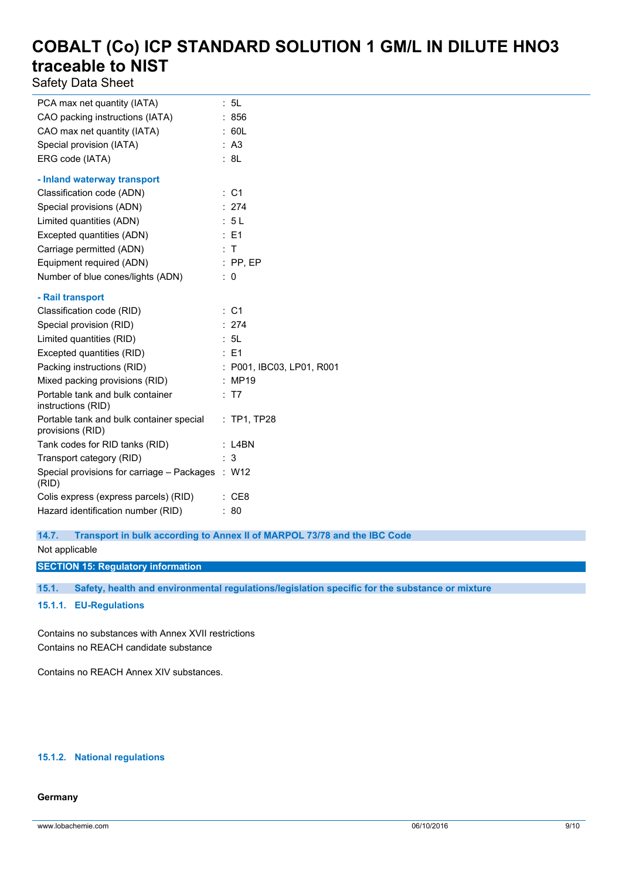| | |
|---|---|
| PCA max net quantity (IATA) | : 5L |
| CAO packing instructions (IATA) | : 856 |
| CAO max net quantity (IATA) | : 60L |
| Special provision (IATA) | : A3 |
| ERG code (IATA) | : 8L |

**- Inland waterway transport**

| | |
|---|---|
| Classification code (ADN) | : C1 |
| Special provisions (ADN) | : 274 |
| Limited quantities (ADN) | : 5 L |
| Excepted quantities (ADN) | : E1 |
| Carriage permitted (ADN) | : T |
| Equipment required (ADN) | : PP, EP |
| Number of blue cones/lights (ADN) | : 0 |

**- Rail transport**

| | |
|---|---|
| Classification code (RID) | : C1 |
| Special provision (RID) | : 274 |
| Limited quantities (RID) | : 5L |
| Excepted quantities (RID) | : E1 |
| Packing instructions (RID) | : P001, IBC03, LP01, R001 |
| Mixed packing provisions (RID) | : MP19 |
| Portable tank and bulk container instructions (RID) | : T7 |
| Portable tank and bulk container special provisions (RID) | : TP1, TP28 |
| Tank codes for RID tanks (RID) | : L4BN |
| Transport category (RID) | : 3 |
| Special provisions for carriage – Packages (RID) | : W12 |
| Colis express (express parcels) (RID) | : CE8 |
| Hazard identification number (RID) | : 80 |

### 14.7. Transport in bulk according to Annex II of MARPOL 73/78 and the IBC Code

Not applicable

## SECTION 15: Regulatory information

### 15.1. Safety, health and environmental regulations/legislation specific for the substance or mixture

#### 15.1.1. EU-Regulations

Contains no substances with Annex XVII restrictions
Contains no REACH candidate substance

Contains no REACH Annex XIV substances.

#### 15.1.2. National regulations

**Germany**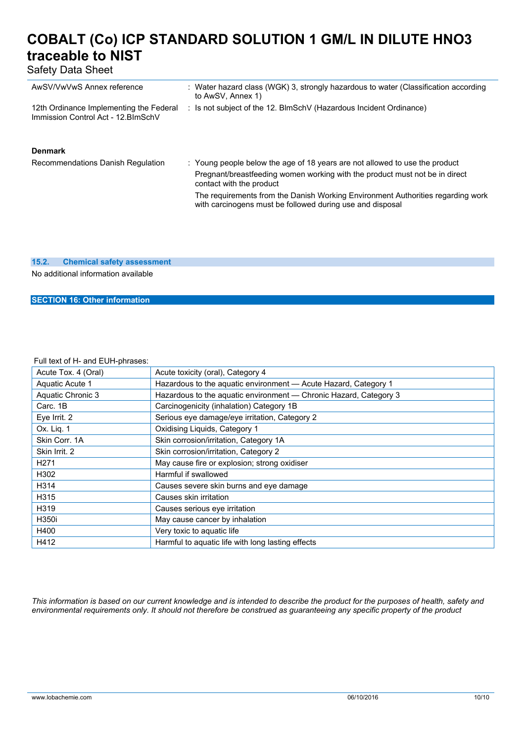| | |
|---|---|
| AwSV/VwVwS Annex reference | : Water hazard class (WGK) 3, strongly hazardous to water (Classification according to AwSV, Annex 1) |
| 12th Ordinance Implementing the Federal Immission Control Act - 12.BImSchV | : Is not subject of the 12. BlmSchV (Hazardous Incident Ordinance) |

**Denmark**

| | |
|---|---|
| Recommendations Danish Regulation | : Young people below the age of 18 years are not allowed to use the product<br>Pregnant/breastfeeding women working with the product must not be in direct contact with the product<br>The requirements from the Danish Working Environment Authorities regarding work with carcinogens must be followed during use and disposal |

### 15.2. Chemical safety assessment

No additional information available

## SECTION 16: Other information

Full text of H- and EUH-phrases:

| | |
|---|---|
| Acute Tox. 4 (Oral) | Acute toxicity (oral), Category 4 |
| Aquatic Acute 1 | Hazardous to the aquatic environment — Acute Hazard, Category 1 |
| Aquatic Chronic 3 | Hazardous to the aquatic environment — Chronic Hazard, Category 3 |
| Carc. 1B | Carcinogenicity (inhalation) Category 1B |
| Eye Irrit. 2 | Serious eye damage/eye irritation, Category 2 |
| Ox. Liq. 1 | Oxidising Liquids, Category 1 |
| Skin Corr. 1A | Skin corrosion/irritation, Category 1A |
| Skin Irrit. 2 | Skin corrosion/irritation, Category 2 |
| H271 | May cause fire or explosion; strong oxidiser |
| H302 | Harmful if swallowed |
| H314 | Causes severe skin burns and eye damage |
| H315 | Causes skin irritation |
| H319 | Causes serious eye irritation |
| H350i | May cause cancer by inhalation |
| H400 | Very toxic to aquatic life |
| H412 | Harmful to aquatic life with long lasting effects |

*This information is based on our current knowledge and is intended to describe the product for the purposes of health, safety and environmental requirements only. It should not therefore be construed as guaranteeing any specific property of the product*